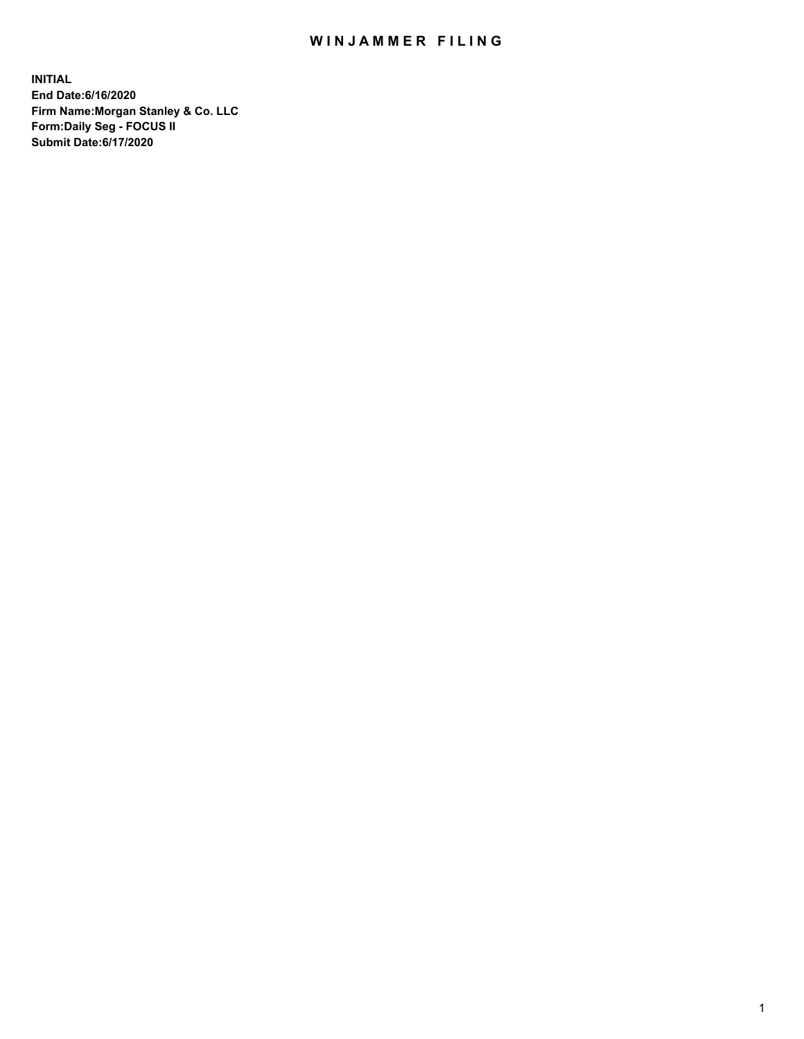# WINJAMMER FILING

**INITIAL**
**End Date:6/16/2020**
**Firm Name:Morgan Stanley & Co. LLC**
**Form:Daily Seg - FOCUS II**
**Submit Date:6/17/2020**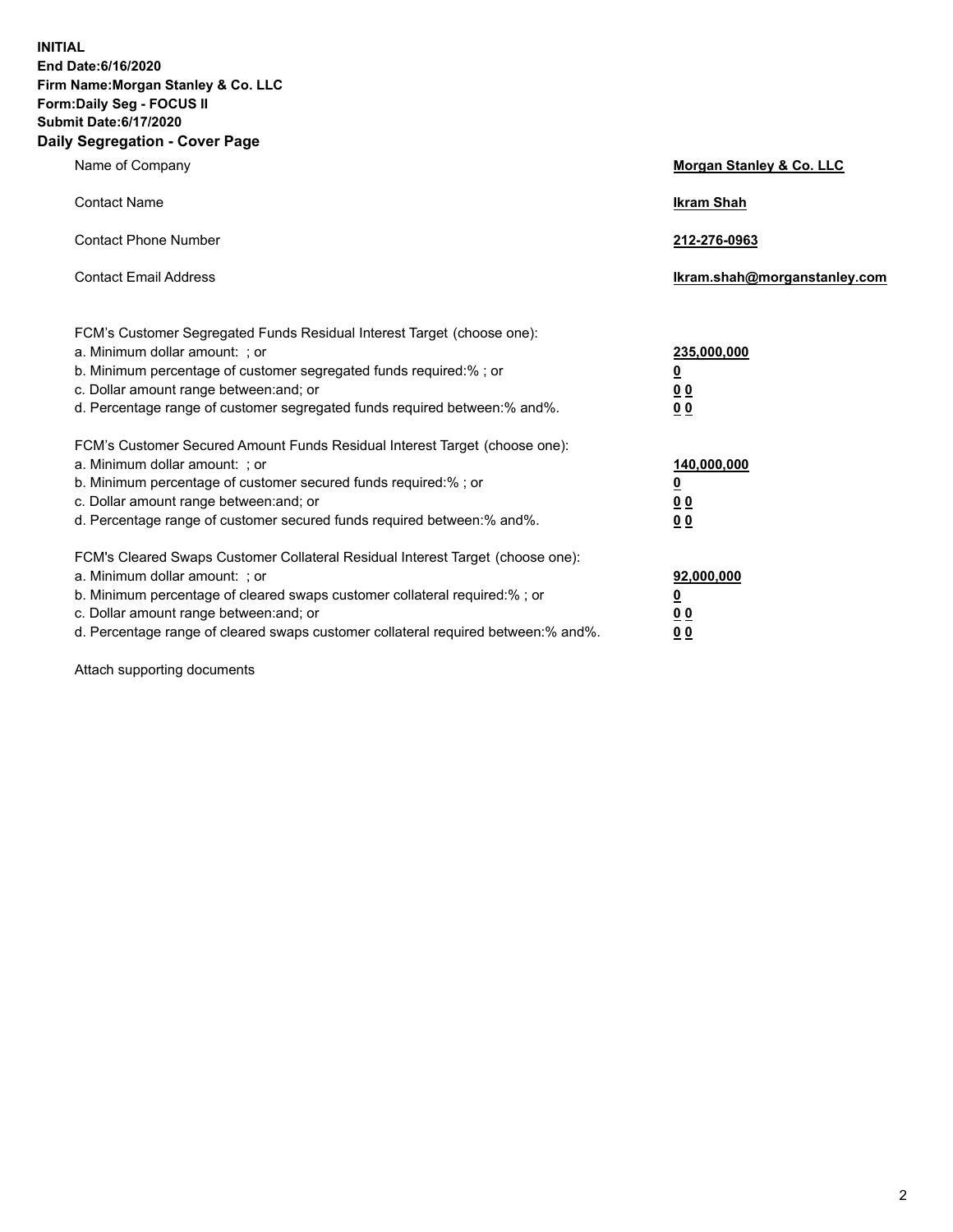**INITIAL**
**End Date:6/16/2020**
**Firm Name:Morgan Stanley & Co. LLC**
**Form:Daily Seg - FOCUS II**
**Submit Date:6/17/2020**

## Daily Segregation - Cover Page

| | |
|---|---|
| Name of Company | **Morgan Stanley & Co. LLC** |
| Contact Name | **Ikram Shah** |
| Contact Phone Number | **212-276-0963** |
| Contact Email Address | **Ikram.shah@morganstanley.com** |

FCM's Customer Segregated Funds Residual Interest Target (choose one):

| | |
|---|---|
| a. Minimum dollar amount: ; or | **235,000,000** |
| b. Minimum percentage of customer segregated funds required:% ; or | **0** |
| c. Dollar amount range between:and; or | **0 0** |
| d. Percentage range of customer segregated funds required between:% and%. | **0 0** |

FCM's Customer Secured Amount Funds Residual Interest Target (choose one):

| | |
|---|---|
| a. Minimum dollar amount: ; or | **140,000,000** |
| b. Minimum percentage of customer secured funds required:% ; or | **0** |
| c. Dollar amount range between:and; or | **0 0** |
| d. Percentage range of customer secured funds required between:% and%. | **0 0** |

FCM's Cleared Swaps Customer Collateral Residual Interest Target (choose one):

| | |
|---|---|
| a. Minimum dollar amount: ; or | **92,000,000** |
| b. Minimum percentage of cleared swaps customer collateral required:% ; or | **0** |
| c. Dollar amount range between:and; or | **0 0** |
| d. Percentage range of cleared swaps customer collateral required between:% and%. | **0 0** |

Attach supporting documents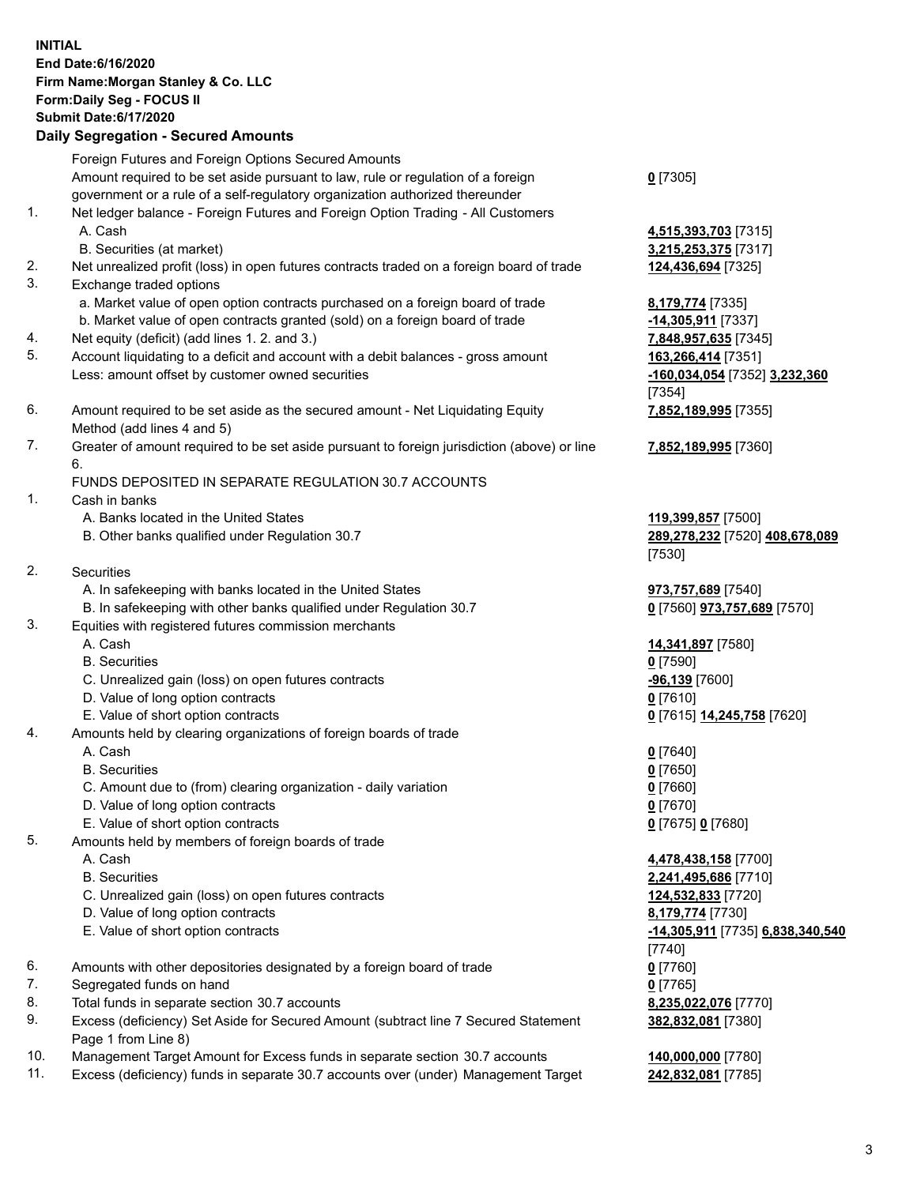**INITIAL**
**End Date:6/16/2020**
**Firm Name:Morgan Stanley & Co. LLC**
**Form:Daily Seg - FOCUS II**
**Submit Date:6/17/2020**

## Daily Segregation - Secured Amounts

| | | |
|---|---|---|
| | Foreign Futures and Foreign Options Secured Amounts | |
| | Amount required to be set aside pursuant to law, rule or regulation of a foreign government or a rule of a self-regulatory organization authorized thereunder | **0** [7305] |
| 1. | Net ledger balance - Foreign Futures and Foreign Option Trading - All Customers | |
| | A. Cash | **4,515,393,703** [7315] |
| | B. Securities (at market) | **3,215,253,375** [7317] |
| 2. | Net unrealized profit (loss) in open futures contracts traded on a foreign board of trade | **124,436,694** [7325] |
| 3. | Exchange traded options | |
| | a. Market value of open option contracts purchased on a foreign board of trade | **8,179,774** [7335] |
| | b. Market value of open contracts granted (sold) on a foreign board of trade | **-14,305,911** [7337] |
| 4. | Net equity (deficit) (add lines 1. 2. and 3.) | **7,848,957,635** [7345] |
| 5. | Account liquidating to a deficit and account with a debit balances - gross amount | **163,266,414** [7351] |
| | Less: amount offset by customer owned securities | **-160,034,054** [7352] **3,232,360** [7354] |
| 6. | Amount required to be set aside as the secured amount - Net Liquidating Equity Method (add lines 4 and 5) | **7,852,189,995** [7355] |
| 7. | Greater of amount required to be set aside pursuant to foreign jurisdiction (above) or line 6. | **7,852,189,995** [7360] |
| | FUNDS DEPOSITED IN SEPARATE REGULATION 30.7 ACCOUNTS | |
| 1. | Cash in banks | |
| | A. Banks located in the United States | **119,399,857** [7500] |
| | B. Other banks qualified under Regulation 30.7 | **289,278,232** [7520] **408,678,089** [7530] |
| 2. | Securities | |
| | A. In safekeeping with banks located in the United States | **973,757,689** [7540] |
| | B. In safekeeping with other banks qualified under Regulation 30.7 | **0** [7560] **973,757,689** [7570] |
| 3. | Equities with registered futures commission merchants | |
| | A. Cash | **14,341,897** [7580] |
| | B. Securities | **0** [7590] |
| | C. Unrealized gain (loss) on open futures contracts | **-96,139** [7600] |
| | D. Value of long option contracts | **0** [7610] |
| | E. Value of short option contracts | **0** [7615] **14,245,758** [7620] |
| 4. | Amounts held by clearing organizations of foreign boards of trade | |
| | A. Cash | **0** [7640] |
| | B. Securities | **0** [7650] |
| | C. Amount due to (from) clearing organization - daily variation | **0** [7660] |
| | D. Value of long option contracts | **0** [7670] |
| | E. Value of short option contracts | **0** [7675] **0** [7680] |
| 5. | Amounts held by members of foreign boards of trade | |
| | A. Cash | **4,478,438,158** [7700] |
| | B. Securities | **2,241,495,686** [7710] |
| | C. Unrealized gain (loss) on open futures contracts | **124,532,833** [7720] |
| | D. Value of long option contracts | **8,179,774** [7730] |
| | E. Value of short option contracts | **-14,305,911** [7735] **6,838,340,540** [7740] |
| 6. | Amounts with other depositories designated by a foreign board of trade | **0** [7760] |
| 7. | Segregated funds on hand | **0** [7765] |
| 8. | Total funds in separate section 30.7 accounts | **8,235,022,076** [7770] |
| 9. | Excess (deficiency) Set Aside for Secured Amount (subtract line 7 Secured Statement Page 1 from Line 8) | **382,832,081** [7380] |
| 10. | Management Target Amount for Excess funds in separate section 30.7 accounts | **140,000,000** [7780] |
| 11. | Excess (deficiency) funds in separate 30.7 accounts over (under) Management Target | **242,832,081** [7785] |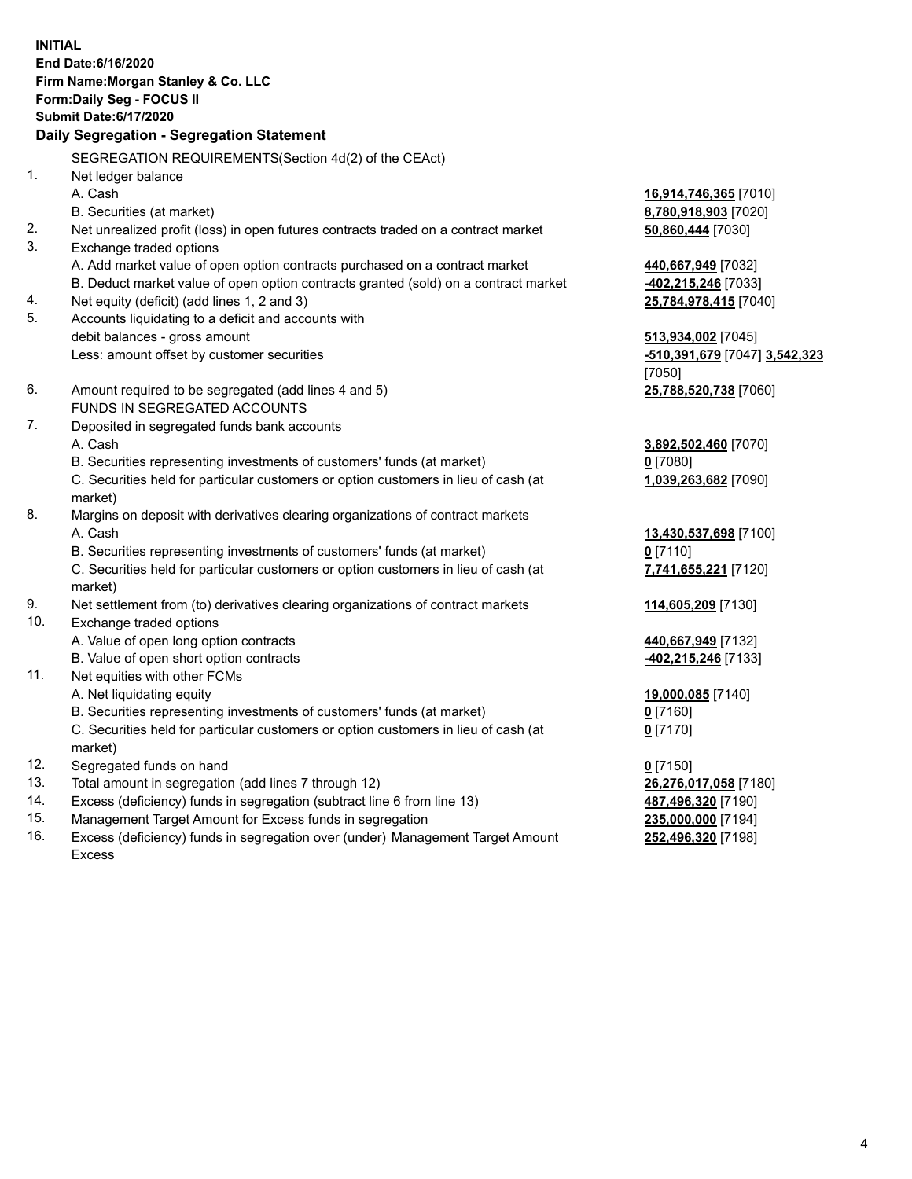**INITIAL**
**End Date:6/16/2020**
**Firm Name:Morgan Stanley & Co. LLC**
**Form:Daily Seg - FOCUS II**
**Submit Date:6/17/2020**

## Daily Segregation - Segregation Statement

SEGREGATION REQUIREMENTS(Section 4d(2) of the CEAct)

| | | |
|---|---|---|
| 1. | Net ledger balance | |
| | A. Cash | **16,914,746,365** [7010] |
| | B. Securities (at market) | **8,780,918,903** [7020] |
| 2. | Net unrealized profit (loss) in open futures contracts traded on a contract market | **50,860,444** [7030] |
| 3. | Exchange traded options | |
| | A. Add market value of open option contracts purchased on a contract market | **440,667,949** [7032] |
| | B. Deduct market value of open option contracts granted (sold) on a contract market | **-402,215,246** [7033] |
| 4. | Net equity (deficit) (add lines 1, 2 and 3) | **25,784,978,415** [7040] |
| 5. | Accounts liquidating to a deficit and accounts with debit balances - gross amount | **513,934,002** [7045] |
| | Less: amount offset by customer securities | **-510,391,679** [7047] **3,542,323** [7050] |
| 6. | Amount required to be segregated (add lines 4 and 5) | **25,788,520,738** [7060] |
| | FUNDS IN SEGREGATED ACCOUNTS | |
| 7. | Deposited in segregated funds bank accounts | |
| | A. Cash | **3,892,502,460** [7070] |
| | B. Securities representing investments of customers' funds (at market) | **0** [7080] |
| | C. Securities held for particular customers or option customers in lieu of cash (at market) | **1,039,263,682** [7090] |
| 8. | Margins on deposit with derivatives clearing organizations of contract markets | |
| | A. Cash | **13,430,537,698** [7100] |
| | B. Securities representing investments of customers' funds (at market) | **0** [7110] |
| | C. Securities held for particular customers or option customers in lieu of cash (at market) | **7,741,655,221** [7120] |
| 9. | Net settlement from (to) derivatives clearing organizations of contract markets | **114,605,209** [7130] |
| 10. | Exchange traded options | |
| | A. Value of open long option contracts | **440,667,949** [7132] |
| | B. Value of open short option contracts | **-402,215,246** [7133] |
| 11. | Net equities with other FCMs | |
| | A. Net liquidating equity | **19,000,085** [7140] |
| | B. Securities representing investments of customers' funds (at market) | **0** [7160] |
| | C. Securities held for particular customers or option customers in lieu of cash (at market) | **0** [7170] |
| 12. | Segregated funds on hand | **0** [7150] |
| 13. | Total amount in segregation (add lines 7 through 12) | **26,276,017,058** [7180] |
| 14. | Excess (deficiency) funds in segregation (subtract line 6 from line 13) | **487,496,320** [7190] |
| 15. | Management Target Amount for Excess funds in segregation | **235,000,000** [7194] |
| 16. | Excess (deficiency) funds in segregation over (under) Management Target Amount Excess | **252,496,320** [7198] |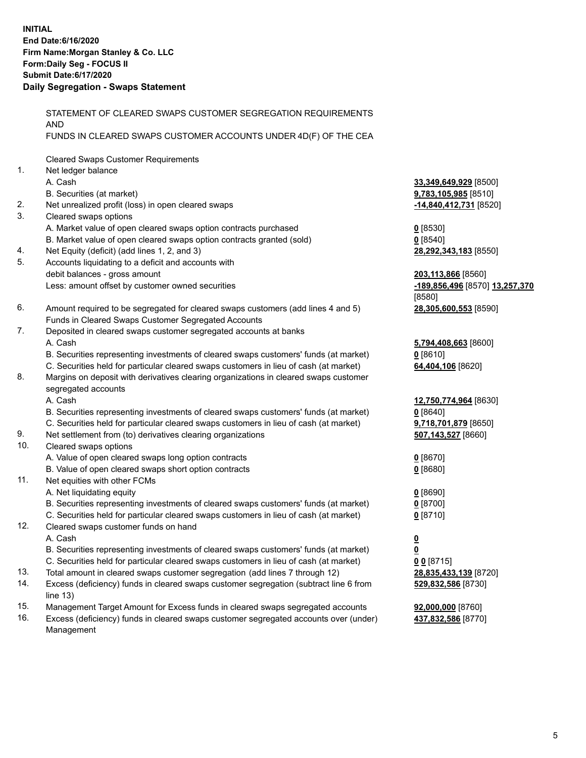**INITIAL**
**End Date:6/16/2020**
**Firm Name:Morgan Stanley & Co. LLC**
**Form:Daily Seg - FOCUS II**
**Submit Date:6/17/2020**
**Daily Segregation - Swaps Statement**

STATEMENT OF CLEARED SWAPS CUSTOMER SEGREGATION REQUIREMENTS AND FUNDS IN CLEARED SWAPS CUSTOMER ACCOUNTS UNDER 4D(F) OF THE CEA

| | | |
|---|---|---|
| | Cleared Swaps Customer Requirements | |
| 1. | Net ledger balance | |
| | A. Cash | **33,349,649,929** [8500] |
| | B. Securities (at market) | **9,783,105,985** [8510] |
| 2. | Net unrealized profit (loss) in open cleared swaps | **-14,840,412,731** [8520] |
| 3. | Cleared swaps options | |
| | A. Market value of open cleared swaps option contracts purchased | **0** [8530] |
| | B. Market value of open cleared swaps option contracts granted (sold) | **0** [8540] |
| 4. | Net Equity (deficit) (add lines 1, 2, and 3) | **28,292,343,183** [8550] |
| 5. | Accounts liquidating to a deficit and accounts with debit balances - gross amount | **203,113,866** [8560] |
| | Less: amount offset by customer owned securities | **-189,856,496** [8570] **13,257,370** [8580] |
| 6. | Amount required to be segregated for cleared swaps customers (add lines 4 and 5) | **28,305,600,553** [8590] |
| | Funds in Cleared Swaps Customer Segregated Accounts | |
| 7. | Deposited in cleared swaps customer segregated accounts at banks | |
| | A. Cash | **5,794,408,663** [8600] |
| | B. Securities representing investments of cleared swaps customers' funds (at market) | **0** [8610] |
| | C. Securities held for particular cleared swaps customers in lieu of cash (at market) | **64,404,106** [8620] |
| 8. | Margins on deposit with derivatives clearing organizations in cleared swaps customer segregated accounts | |
| | A. Cash | **12,750,774,964** [8630] |
| | B. Securities representing investments of cleared swaps customers' funds (at market) | **0** [8640] |
| | C. Securities held for particular cleared swaps customers in lieu of cash (at market) | **9,718,701,879** [8650] |
| 9. | Net settlement from (to) derivatives clearing organizations | **507,143,527** [8660] |
| 10. | Cleared swaps options | |
| | A. Value of open cleared swaps long option contracts | **0** [8670] |
| | B. Value of open cleared swaps short option contracts | **0** [8680] |
| 11. | Net equities with other FCMs | |
| | A. Net liquidating equity | **0** [8690] |
| | B. Securities representing investments of cleared swaps customers' funds (at market) | **0** [8700] |
| | C. Securities held for particular cleared swaps customers in lieu of cash (at market) | **0** [8710] |
| 12. | Cleared swaps customer funds on hand | |
| | A. Cash | **0** |
| | B. Securities representing investments of cleared swaps customers' funds (at market) | **0** |
| | C. Securities held for particular cleared swaps customers in lieu of cash (at market) | **0** **0** [8715] |
| 13. | Total amount in cleared swaps customer segregation (add lines 7 through 12) | **28,835,433,139** [8720] |
| 14. | Excess (deficiency) funds in cleared swaps customer segregation (subtract line 6 from line 13) | **529,832,586** [8730] |
| 15. | Management Target Amount for Excess funds in cleared swaps segregated accounts | **92,000,000** [8760] |
| 16. | Excess (deficiency) funds in cleared swaps customer segregated accounts over (under) Management | **437,832,586** [8770] |